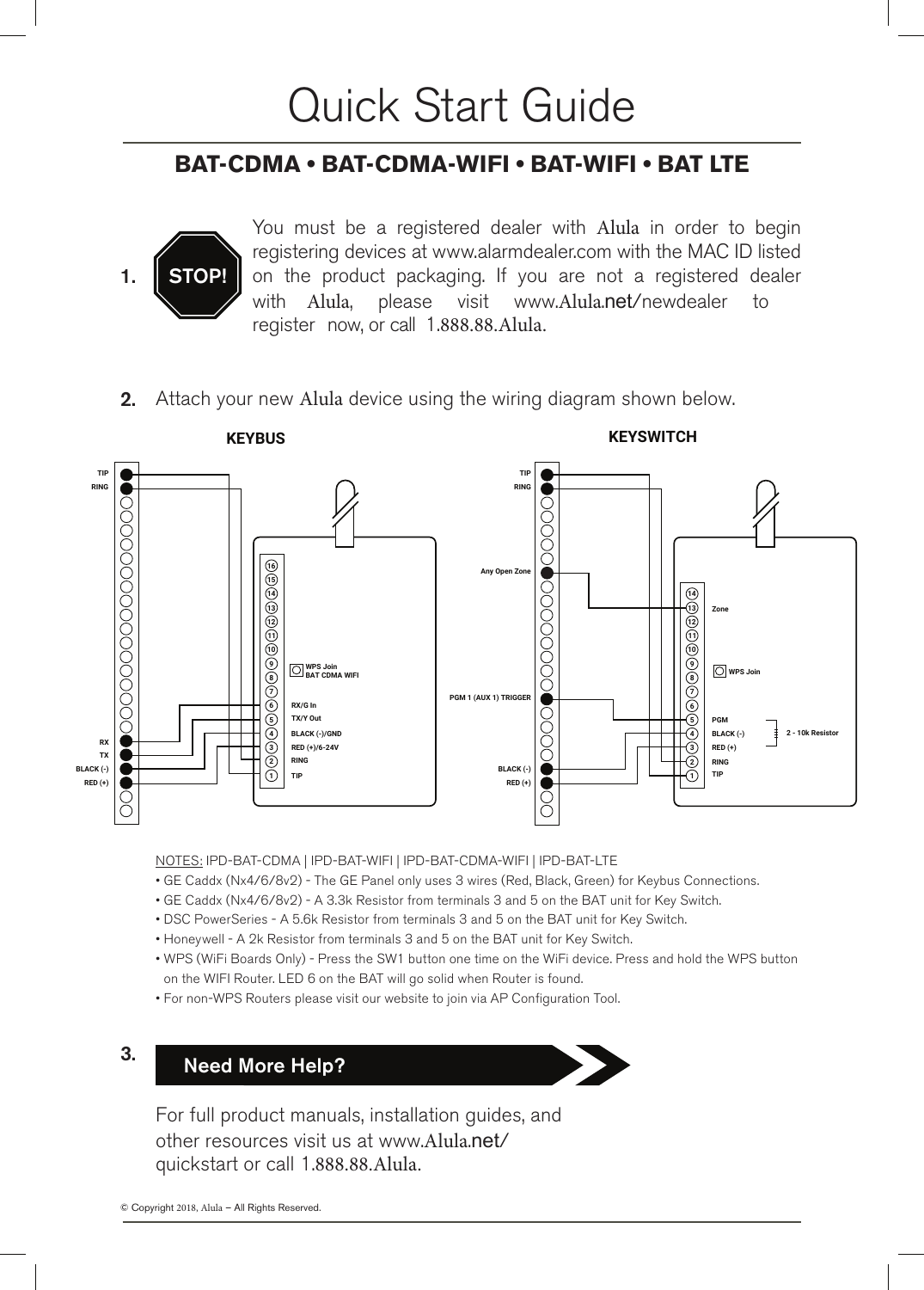# Quick Start Guide

## BAT-CDMA • BAT-CDMA-WIFI • BAT-WIFI • BAT LTE

**1.** **STOP!** You must be a registered dealer with Alula in order to begin registering devices at www.alarmdealer.com with the MAC ID listed on the product packaging. If you are not a registered dealer with Alula, please visit www.Alula.net/newdealer to register now, or call 1.888.88.Alula.

**2.** Attach your new Alula device using the wiring diagram shown below.

**KEYBUS**

TIP
RING
RX
TX
BLACK (-)
RED (+)

16
15
14
13
12
11
10
9
8
7
6 RX/G In
5 TX/Y Out
4 BLACK (-)/GND
3 RED (+)/6-24V
2 RING
1 TIP

WPS Join
BAT CDMA WIFI

**KEYSWITCH**

TIP
RING
Any Open Zone
PGM 1 (AUX 1) TRIGGER
BLACK (-)
RED (+)

14
13 Zone
12
11
10
9
8
7
6
5 PGM
4 BLACK (-)
3 RED (+)
2 RING
1 TIP

WPS Join

2 - 10k Resistor

NOTES: IPD-BAT-CDMA | IPD-BAT-WIFI | IPD-BAT-CDMA-WIFI | IPD-BAT-LTE

- GE Caddx (Nx4/6/8v2) - The GE Panel only uses 3 wires (Red, Black, Green) for Keybus Connections.
- GE Caddx (Nx4/6/8v2) - A 3.3k Resistor from terminals 3 and 5 on the BAT unit for Key Switch.
- DSC PowerSeries - A 5.6k Resistor from terminals 3 and 5 on the BAT unit for Key Switch.
- Honeywell - A 2k Resistor from terminals 3 and 5 on the BAT unit for Key Switch.
- WPS (WiFi Boards Only) - Press the SW1 button one time on the WiFi device. Press and hold the WPS button on the WIFI Router. LED 6 on the BAT will go solid when Router is found.
- For non-WPS Routers please visit our website to join via AP Configuration Tool.

**3.** **Need More Help?**

For full product manuals, installation guides, and other resources visit us at www.Alula.net/quickstart or call 1.888.88.Alula.

© Copyright 2018, Alula – All Rights Reserved.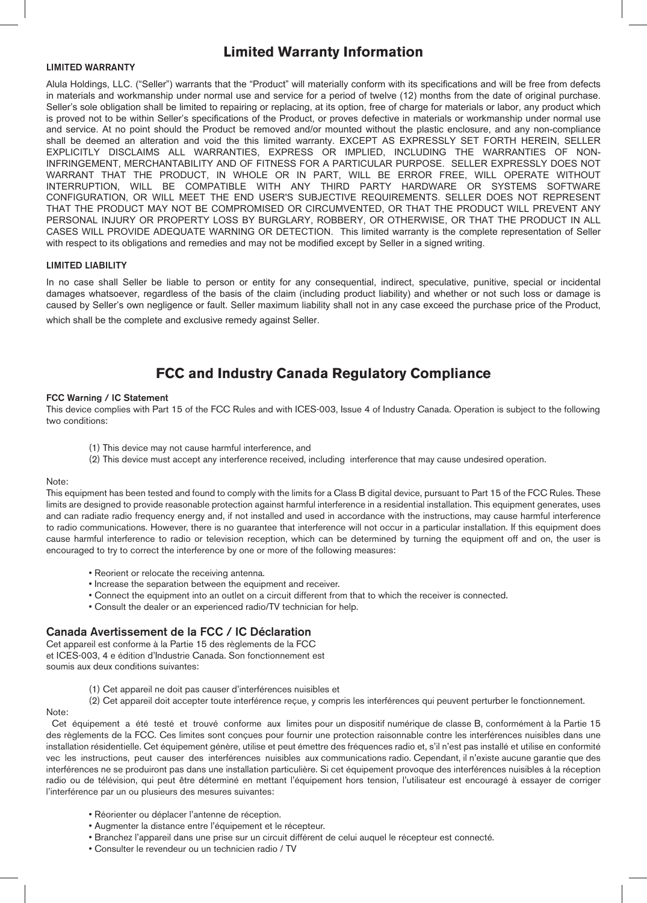# Limited Warranty Information

### LIMITED WARRANTY

Alula Holdings, LLC. (“Seller”) warrants that the “Product” will materially conform with its specifications and will be free from defects in materials and workmanship under normal use and service for a period of twelve (12) months from the date of original purchase. Seller’s sole obligation shall be limited to repairing or replacing, at its option, free of charge for materials or labor, any product which is proved not to be within Seller’s specifications of the Product, or proves defective in materials or workmanship under normal use and service. At no point should the Product be removed and/or mounted without the plastic enclosure, and any non-compliance shall be deemed an alteration and void the this limited warranty. EXCEPT AS EXPRESSLY SET FORTH HEREIN, SELLER EXPLICITLY DISCLAIMS ALL WARRANTIES, EXPRESS OR IMPLIED, INCLUDING THE WARRANTIES OF NON-INFRINGEMENT, MERCHANTABILITY AND OF FITNESS FOR A PARTICULAR PURPOSE. SELLER EXPRESSLY DOES NOT WARRANT THAT THE PRODUCT, IN WHOLE OR IN PART, WILL BE ERROR FREE, WILL OPERATE WITHOUT INTERRUPTION, WILL BE COMPATIBLE WITH ANY THIRD PARTY HARDWARE OR SYSTEMS SOFTWARE CONFIGURATION, OR WILL MEET THE END USER'S SUBJECTIVE REQUIREMENTS. SELLER DOES NOT REPRESENT THAT THE PRODUCT MAY NOT BE COMPROMISED OR CIRCUMVENTED, OR THAT THE PRODUCT WILL PREVENT ANY PERSONAL INJURY OR PROPERTY LOSS BY BURGLARY, ROBBERY, OR OTHERWISE, OR THAT THE PRODUCT IN ALL CASES WILL PROVIDE ADEQUATE WARNING OR DETECTION. This limited warranty is the complete representation of Seller with respect to its obligations and remedies and may not be modified except by Seller in a signed writing.

### LIMITED LIABILITY

In no case shall Seller be liable to person or entity for any consequential, indirect, speculative, punitive, special or incidental damages whatsoever, regardless of the basis of the claim (including product liability) and whether or not such loss or damage is caused by Seller’s own negligence or fault. Seller maximum liability shall not in any case exceed the purchase price of the Product, which shall be the complete and exclusive remedy against Seller.

# FCC and Industry Canada Regulatory Compliance

### FCC Warning / IC Statement

This device complies with Part 15 of the FCC Rules and with ICES-003, Issue 4 of Industry Canada. Operation is subject to the following two conditions:

(1) This device may not cause harmful interference, and
(2) This device must accept any interference received, including interference that may cause undesired operation.

Note:
This equipment has been tested and found to comply with the limits for a Class B digital device, pursuant to Part 15 of the FCC Rules. These limits are designed to provide reasonable protection against harmful interference in a residential installation. This equipment generates, uses and can radiate radio frequency energy and, if not installed and used in accordance with the instructions, may cause harmful interference to radio communications. However, there is no guarantee that interference will not occur in a particular installation. If this equipment does cause harmful interference to radio or television reception, which can be determined by turning the equipment off and on, the user is encouraged to try to correct the interference by one or more of the following measures:

- Reorient or relocate the receiving antenna.
- Increase the separation between the equipment and receiver.
- Connect the equipment into an outlet on a circuit different from that to which the receiver is connected.
- Consult the dealer or an experienced radio/TV technician for help.

## Canada Avertissement de la FCC / IC Déclaration

Cet appareil est conforme à la Partie 15 des règlements de la FCC et ICES-003, 4 e édition d’Industrie Canada. Son fonctionnement est soumis aux deux conditions suivantes:

(1) Cet appareil ne doit pas causer d’interférences nuisibles et
(2) Cet appareil doit accepter toute interférence reçue, y compris les interférences qui peuvent perturber le fonctionnement.

Note:
Cet équipement a été testé et trouvé conforme aux limites pour un dispositif numérique de classe B, conformément à la Partie 15 des règlements de la FCC. Ces limites sont conçues pour fournir une protection raisonnable contre les interférences nuisibles dans une installation résidentielle. Cet équipement génère, utilise et peut émettre des fréquences radio et, s’il n’est pas installé et utilise en conformité vec les instructions, peut causer des interférences nuisibles aux communications radio. Cependant, il n’existe aucune garantie que des interférences ne se produiront pas dans une installation particulière. Si cet équipement provoque des interférences nuisibles à la réception radio ou de télévision, qui peut être déterminé en mettant l’équipement hors tension, l’utilisateur est encouragé à essayer de corriger l’interférence par un ou plusieurs des mesures suivantes:

- Réorienter ou déplacer l’antenne de réception.
- Augmenter la distance entre l’équipement et le récepteur.
- Branchez l’appareil dans une prise sur un circuit différent de celui auquel le récepteur est connecté.
- Consulter le revendeur ou un technicien radio / TV